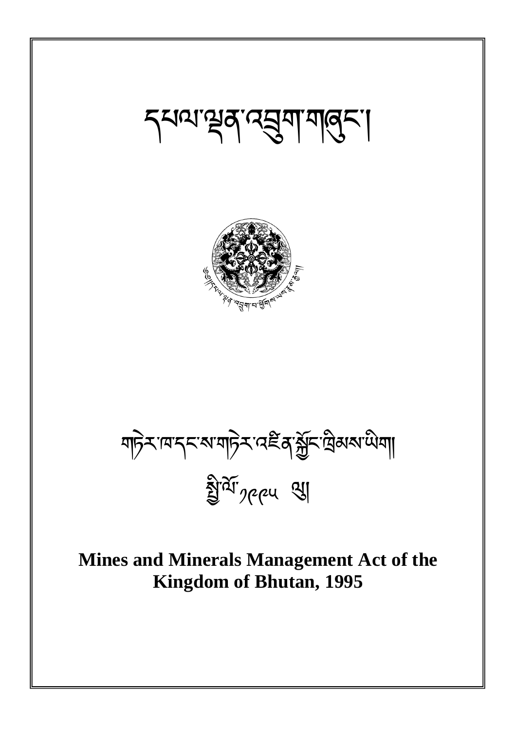# དཔལ་ལྡན་འབྲུག་གཞུང་།

གཏེར་ཁ་དང་ས་གཏེར་འཛིན་སྐྱོང་ཁྲིམས་ཡིག།

སྤྱི་ལོ་ ༡༩༩༥ ལུ།

**Mines and Minerals Management Act of the Kingdom of Bhutan, 1995**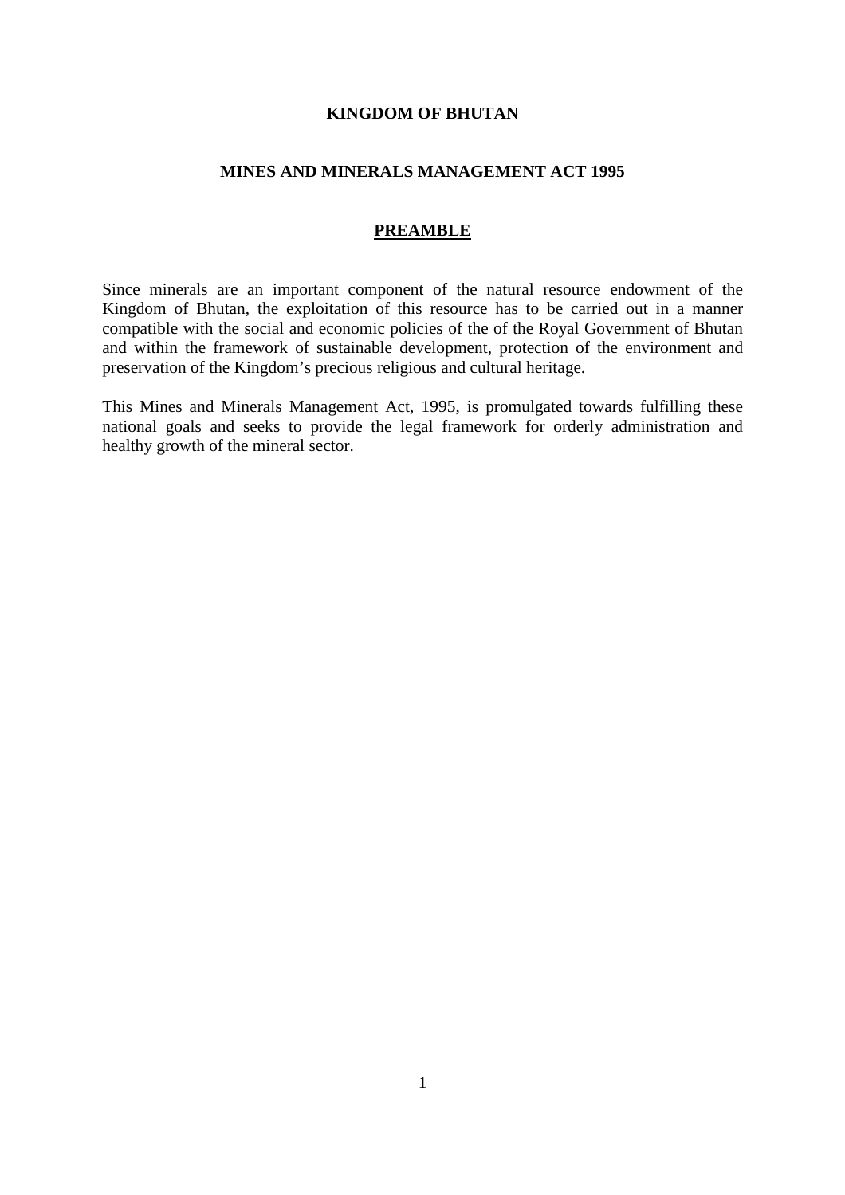**KINGDOM OF BHUTAN**

**MINES AND MINERALS MANAGEMENT ACT 1995**

## PREAMBLE

Since minerals are an important component of the natural resource endowment of the Kingdom of Bhutan, the exploitation of this resource has to be carried out in a manner compatible with the social and economic policies of the of the Royal Government of Bhutan and within the framework of sustainable development, protection of the environment and preservation of the Kingdom's precious religious and cultural heritage.

This Mines and Minerals Management Act, 1995, is promulgated towards fulfilling these national goals and seeks to provide the legal framework for orderly administration and healthy growth of the mineral sector.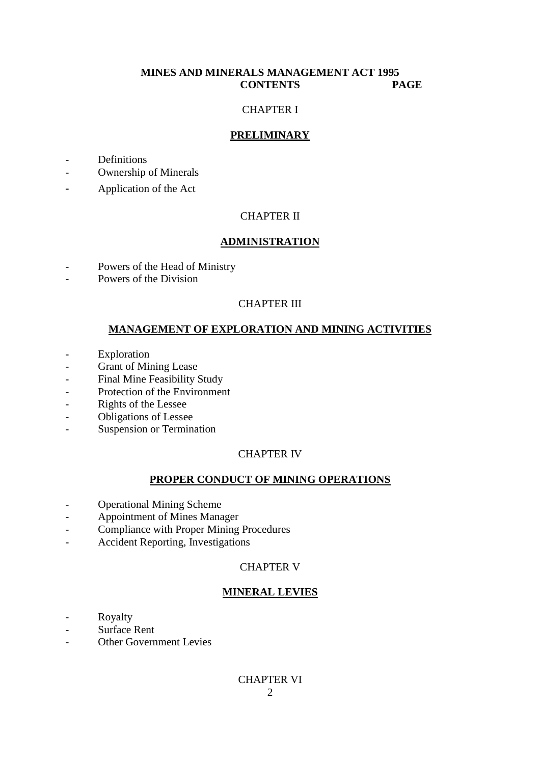**MINES AND MINERALS MANAGEMENT ACT 1995**

**CONTENTS PAGE**

CHAPTER I

**PRELIMINARY**

- Definitions
- Ownership of Minerals
- Application of the Act

CHAPTER II

**ADMINISTRATION**

- Powers of the Head of Ministry
- Powers of the Division

CHAPTER III

**MANAGEMENT OF EXPLORATION AND MINING ACTIVITIES**

- Exploration
- Grant of Mining Lease
- Final Mine Feasibility Study
- Protection of the Environment
- Rights of the Lessee
- Obligations of Lessee
- Suspension or Termination

CHAPTER IV

**PROPER CONDUCT OF MINING OPERATIONS**

- Operational Mining Scheme
- Appointment of Mines Manager
- Compliance with Proper Mining Procedures
- Accident Reporting, Investigations

CHAPTER V

**MINERAL LEVIES**

- Royalty
- Surface Rent
- Other Government Levies

CHAPTER VI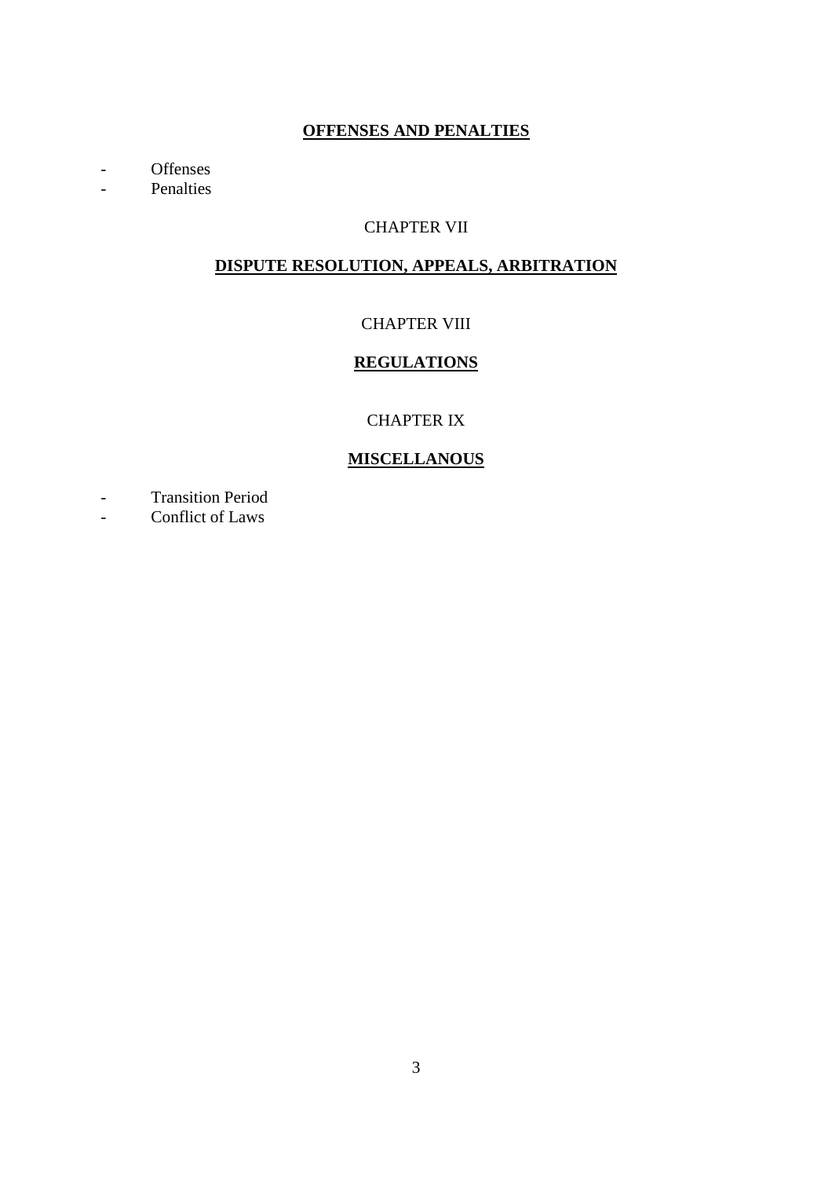## OFFENSES AND PENALTIES

- Offenses
- Penalties

CHAPTER VII

## DISPUTE RESOLUTION, APPEALS, ARBITRATION

CHAPTER VIII

## REGULATIONS

CHAPTER IX

## MISCELLANOUS

- Transition Period
- Conflict of Laws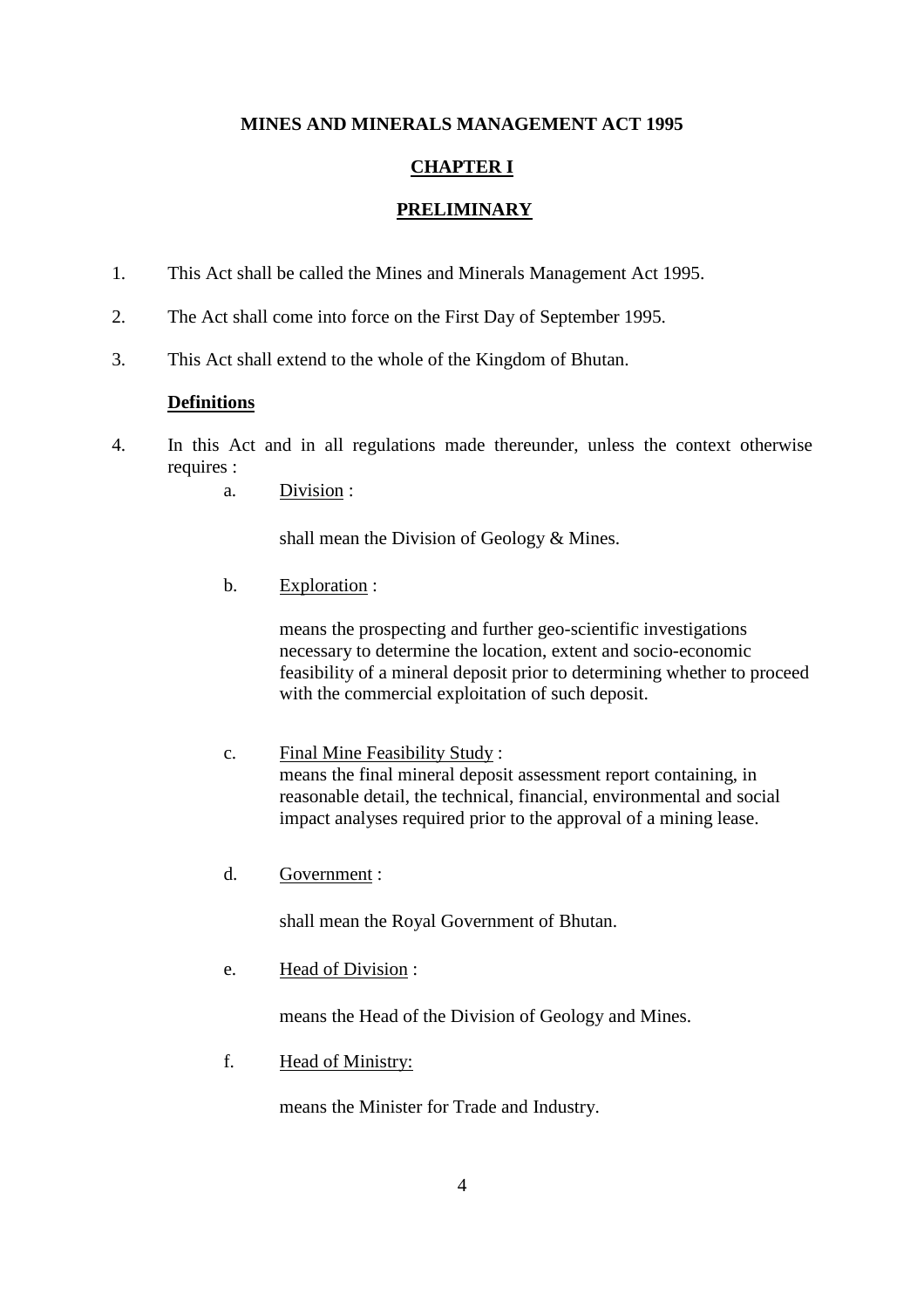# MINES AND MINERALS MANAGEMENT ACT 1995

## CHAPTER I

## PRELIMINARY

1. This Act shall be called the Mines and Minerals Management Act 1995.

2. The Act shall come into force on the First Day of September 1995.

3. This Act shall extend to the whole of the Kingdom of Bhutan.

**Definitions**

4. In this Act and in all regulations made thereunder, unless the context otherwise requires :

   a. Division :

      shall mean the Division of Geology & Mines.

   b. Exploration :

      means the prospecting and further geo-scientific investigations necessary to determine the location, extent and socio-economic feasibility of a mineral deposit prior to determining whether to proceed with the commercial exploitation of such deposit.

   c. Final Mine Feasibility Study :
      means the final mineral deposit assessment report containing, in reasonable detail, the technical, financial, environmental and social impact analyses required prior to the approval of a mining lease.

   d. Government :

      shall mean the Royal Government of Bhutan.

   e. Head of Division :

      means the Head of the Division of Geology and Mines.

   f. Head of Ministry:

      means the Minister for Trade and Industry.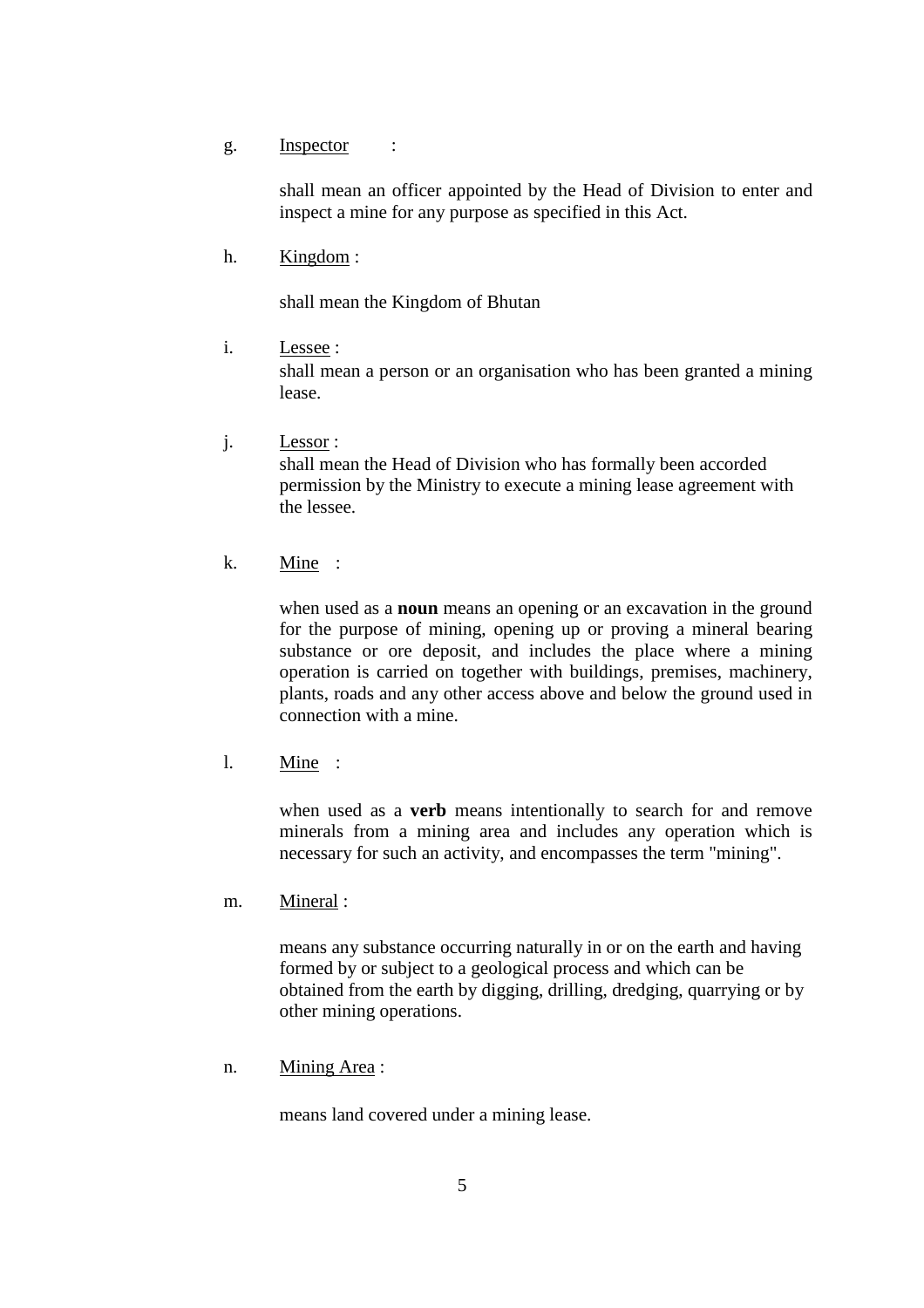g. Inspector :

shall mean an officer appointed by the Head of Division to enter and inspect a mine for any purpose as specified in this Act.

h. Kingdom :

shall mean the Kingdom of Bhutan

i. Lessee :
shall mean a person or an organisation who has been granted a mining lease.

j. Lessor :
shall mean the Head of Division who has formally been accorded permission by the Ministry to execute a mining lease agreement with the lessee.

k. Mine :

when used as a **noun** means an opening or an excavation in the ground for the purpose of mining, opening up or proving a mineral bearing substance or ore deposit, and includes the place where a mining operation is carried on together with buildings, premises, machinery, plants, roads and any other access above and below the ground used in connection with a mine.

l. Mine :

when used as a **verb** means intentionally to search for and remove minerals from a mining area and includes any operation which is necessary for such an activity, and encompasses the term "mining".

m. Mineral :

means any substance occurring naturally in or on the earth and having formed by or subject to a geological process and which can be obtained from the earth by digging, drilling, dredging, quarrying or by other mining operations.

n. Mining Area :

means land covered under a mining lease.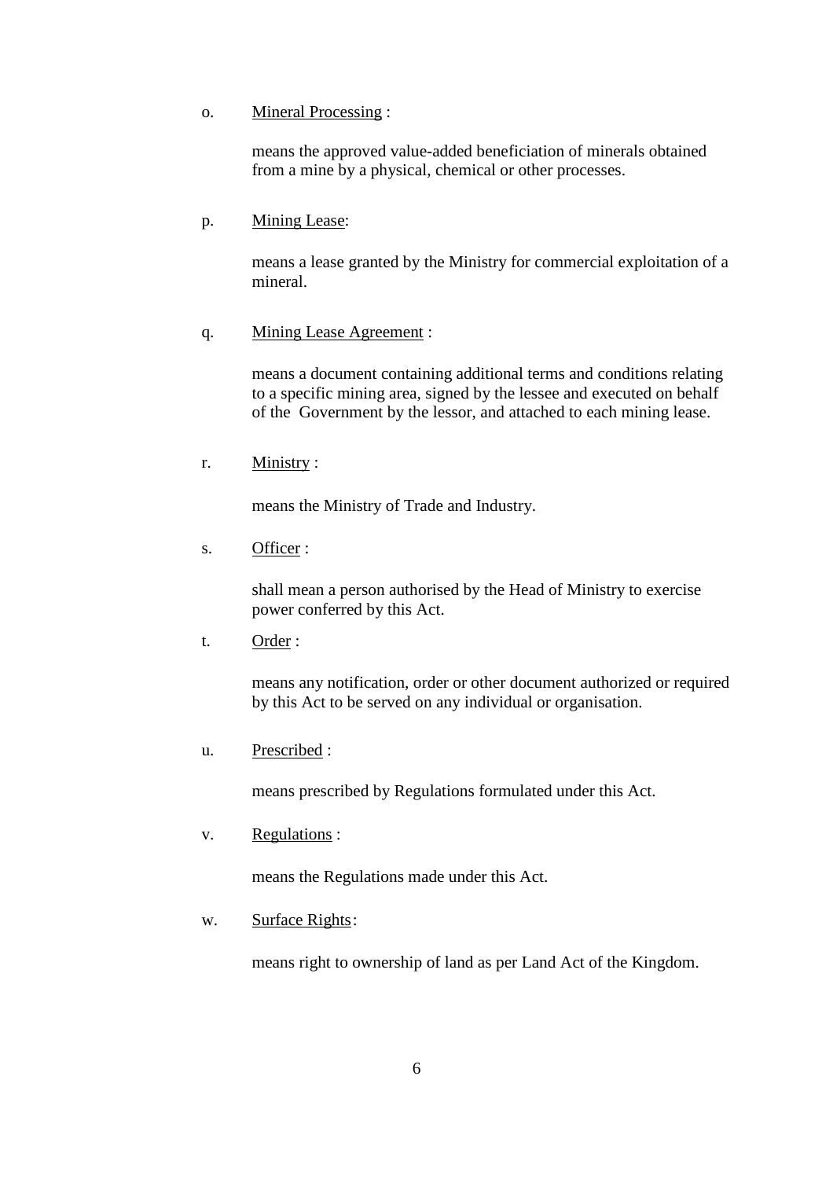o. <u>Mineral Processing</u> :

   means the approved value-added beneficiation of minerals obtained from a mine by a physical, chemical or other processes.

p. <u>Mining Lease</u>:

   means a lease granted by the Ministry for commercial exploitation of a mineral.

q. <u>Mining Lease Agreement</u> :

   means a document containing additional terms and conditions relating to a specific mining area, signed by the lessee and executed on behalf of the Government by the lessor, and attached to each mining lease.

r. <u>Ministry</u> :

   means the Ministry of Trade and Industry.

s. <u>Officer</u> :

   shall mean a person authorised by the Head of Ministry to exercise power conferred by this Act.

t. <u>Order</u> :

   means any notification, order or other document authorized or required by this Act to be served on any individual or organisation.

u. <u>Prescribed</u> :

   means prescribed by Regulations formulated under this Act.

v. <u>Regulations</u> :

   means the Regulations made under this Act.

w. <u>Surface Rights</u>:

   means right to ownership of land as per Land Act of the Kingdom.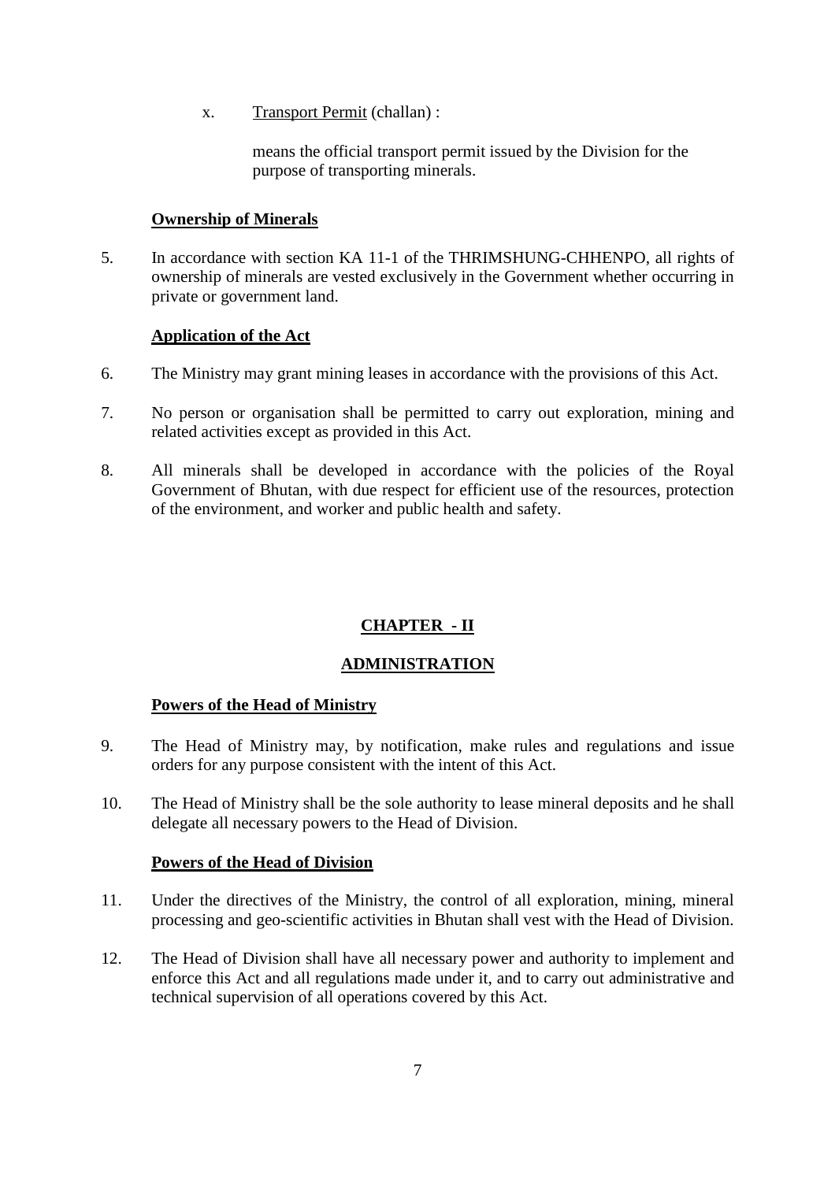x. <u>Transport Permit</u> (challan) :

means the official transport permit issued by the Division for the purpose of transporting minerals.

**<u>Ownership of Minerals</u>**

5. In accordance with section KA 11-1 of the THRIMSHUNG-CHHENPO, all rights of ownership of minerals are vested exclusively in the Government whether occurring in private or government land.

**<u>Application of the Act</u>**

6. The Ministry may grant mining leases in accordance with the provisions of this Act.

7. No person or organisation shall be permitted to carry out exploration, mining and related activities except as provided in this Act.

8. All minerals shall be developed in accordance with the policies of the Royal Government of Bhutan, with due respect for efficient use of the resources, protection of the environment, and worker and public health and safety.

## CHAPTER - II

## ADMINISTRATION

**<u>Powers of the Head of Ministry</u>**

9. The Head of Ministry may, by notification, make rules and regulations and issue orders for any purpose consistent with the intent of this Act.

10. The Head of Ministry shall be the sole authority to lease mineral deposits and he shall delegate all necessary powers to the Head of Division.

**<u>Powers of the Head of Division</u>**

11. Under the directives of the Ministry, the control of all exploration, mining, mineral processing and geo-scientific activities in Bhutan shall vest with the Head of Division.

12. The Head of Division shall have all necessary power and authority to implement and enforce this Act and all regulations made under it, and to carry out administrative and technical supervision of all operations covered by this Act.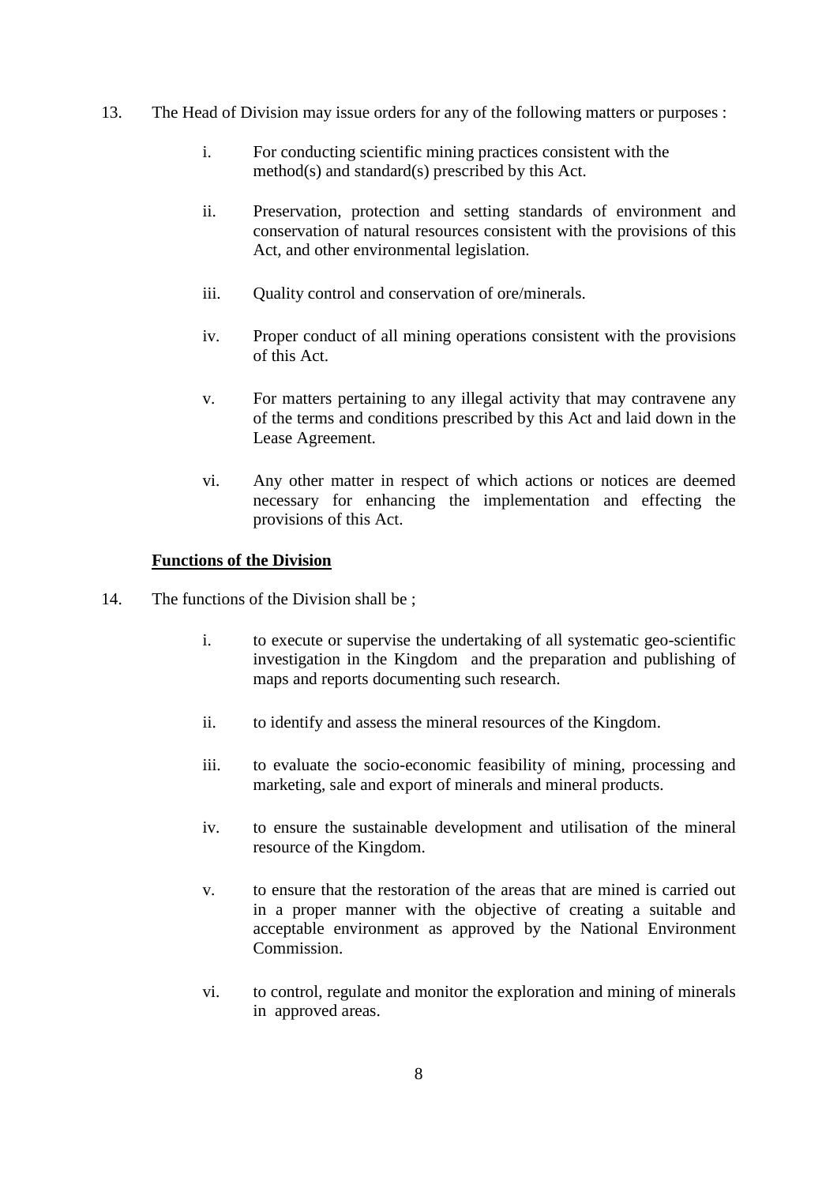13. The Head of Division may issue orders for any of the following matters or purposes :

    i. For conducting scientific mining practices consistent with the method(s) and standard(s) prescribed by this Act.

    ii. Preservation, protection and setting standards of environment and conservation of natural resources consistent with the provisions of this Act, and other environmental legislation.

    iii. Quality control and conservation of ore/minerals.

    iv. Proper conduct of all mining operations consistent with the provisions of this Act.

    v. For matters pertaining to any illegal activity that may contravene any of the terms and conditions prescribed by this Act and laid down in the Lease Agreement.

    vi. Any other matter in respect of which actions or notices are deemed necessary for enhancing the implementation and effecting the provisions of this Act.

**<u>Functions of the Division</u>**

14. The functions of the Division shall be ;

    i. to execute or supervise the undertaking of all systematic geo-scientific investigation in the Kingdom and the preparation and publishing of maps and reports documenting such research.

    ii. to identify and assess the mineral resources of the Kingdom.

    iii. to evaluate the socio-economic feasibility of mining, processing and marketing, sale and export of minerals and mineral products.

    iv. to ensure the sustainable development and utilisation of the mineral resource of the Kingdom.

    v. to ensure that the restoration of the areas that are mined is carried out in a proper manner with the objective of creating a suitable and acceptable environment as approved by the National Environment Commission.

    vi. to control, regulate and monitor the exploration and mining of minerals in approved areas.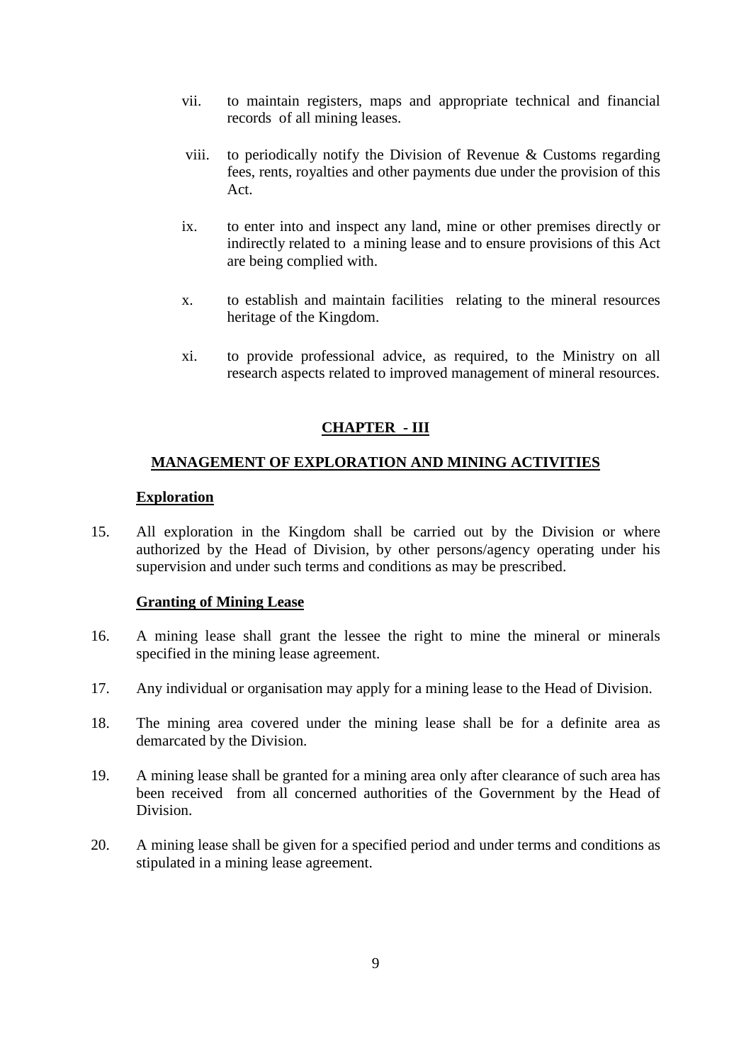vii. to maintain registers, maps and appropriate technical and financial records of all mining leases.

viii. to periodically notify the Division of Revenue & Customs regarding fees, rents, royalties and other payments due under the provision of this Act.

ix. to enter into and inspect any land, mine or other premises directly or indirectly related to a mining lease and to ensure provisions of this Act are being complied with.

x. to establish and maintain facilities relating to the mineral resources heritage of the Kingdom.

xi. to provide professional advice, as required, to the Ministry on all research aspects related to improved management of mineral resources.

## CHAPTER - III

## MANAGEMENT OF EXPLORATION AND MINING ACTIVITIES

### Exploration

15. All exploration in the Kingdom shall be carried out by the Division or where authorized by the Head of Division, by other persons/agency operating under his supervision and under such terms and conditions as may be prescribed.

### Granting of Mining Lease

16. A mining lease shall grant the lessee the right to mine the mineral or minerals specified in the mining lease agreement.

17. Any individual or organisation may apply for a mining lease to the Head of Division.

18. The mining area covered under the mining lease shall be for a definite area as demarcated by the Division.

19. A mining lease shall be granted for a mining area only after clearance of such area has been received from all concerned authorities of the Government by the Head of Division.

20. A mining lease shall be given for a specified period and under terms and conditions as stipulated in a mining lease agreement.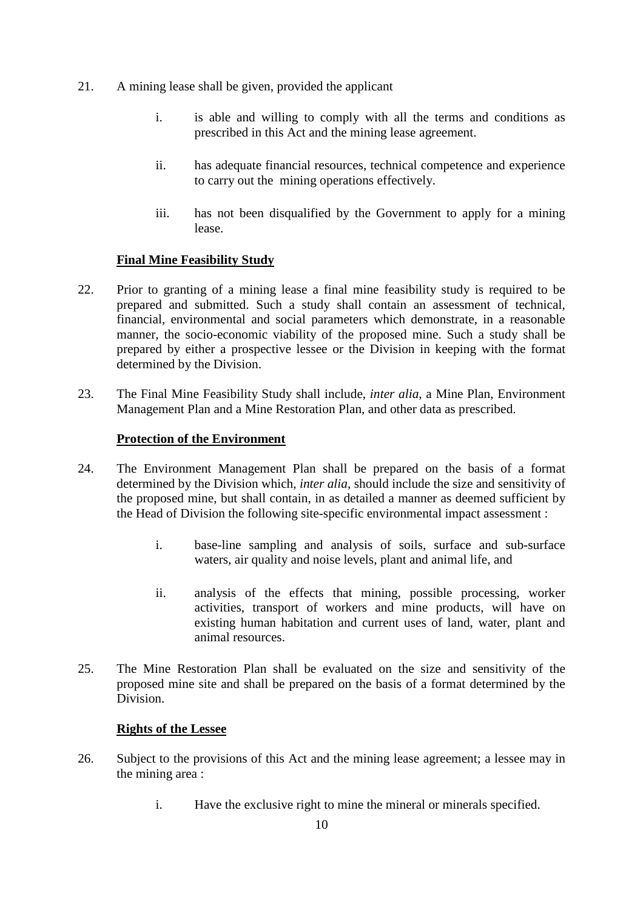21. A mining lease shall be given, provided the applicant

    i. is able and willing to comply with all the terms and conditions as prescribed in this Act and the mining lease agreement.

    ii. has adequate financial resources, technical competence and experience to carry out the mining operations effectively.

    iii. has not been disqualified by the Government to apply for a mining lease.

**<u>Final Mine Feasibility Study</u>**

22. Prior to granting of a mining lease a final mine feasibility study is required to be prepared and submitted. Such a study shall contain an assessment of technical, financial, environmental and social parameters which demonstrate, in a reasonable manner, the socio-economic viability of the proposed mine. Such a study shall be prepared by either a prospective lessee or the Division in keeping with the format determined by the Division.

23. The Final Mine Feasibility Study shall include, *inter alia*, a Mine Plan, Environment Management Plan and a Mine Restoration Plan, and other data as prescribed.

**<u>Protection of the Environment</u>**

24. The Environment Management Plan shall be prepared on the basis of a format determined by the Division which, *inter alia*, should include the size and sensitivity of the proposed mine, but shall contain, in as detailed a manner as deemed sufficient by the Head of Division the following site-specific environmental impact assessment :

    i. base-line sampling and analysis of soils, surface and sub-surface waters, air quality and noise levels, plant and animal life, and

    ii. analysis of the effects that mining, possible processing, worker activities, transport of workers and mine products, will have on existing human habitation and current uses of land, water, plant and animal resources.

25. The Mine Restoration Plan shall be evaluated on the size and sensitivity of the proposed mine site and shall be prepared on the basis of a format determined by the Division.

**<u>Rights of the Lessee</u>**

26. Subject to the provisions of this Act and the mining lease agreement; a lessee may in the mining area :

    i. Have the exclusive right to mine the mineral or minerals specified.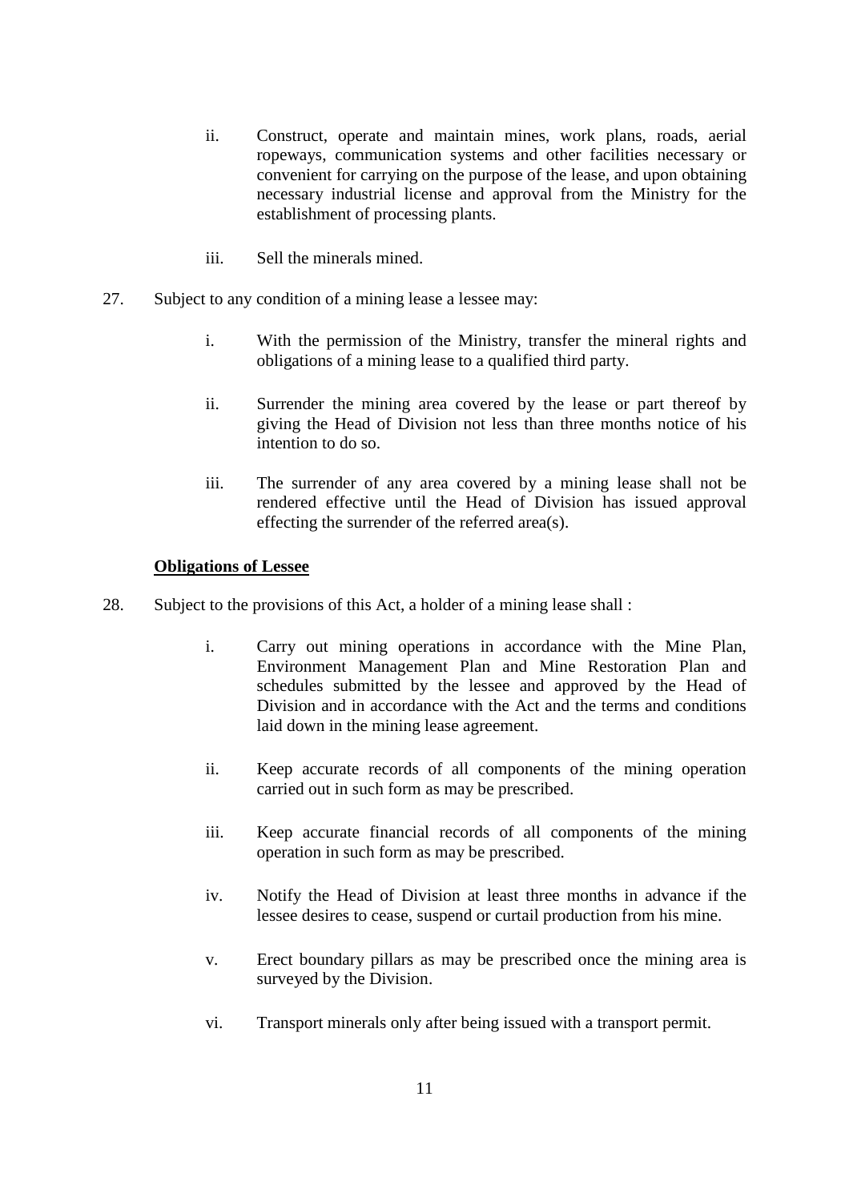ii. Construct, operate and maintain mines, work plans, roads, aerial ropeways, communication systems and other facilities necessary or convenient for carrying on the purpose of the lease, and upon obtaining necessary industrial license and approval from the Ministry for the establishment of processing plants.

iii. Sell the minerals mined.

27. Subject to any condition of a mining lease a lessee may:

i. With the permission of the Ministry, transfer the mineral rights and obligations of a mining lease to a qualified third party.

ii. Surrender the mining area covered by the lease or part thereof by giving the Head of Division not less than three months notice of his intention to do so.

iii. The surrender of any area covered by a mining lease shall not be rendered effective until the Head of Division has issued approval effecting the surrender of the referred area(s).

**Obligations of Lessee**

28. Subject to the provisions of this Act, a holder of a mining lease shall :

i. Carry out mining operations in accordance with the Mine Plan, Environment Management Plan and Mine Restoration Plan and schedules submitted by the lessee and approved by the Head of Division and in accordance with the Act and the terms and conditions laid down in the mining lease agreement.

ii. Keep accurate records of all components of the mining operation carried out in such form as may be prescribed.

iii. Keep accurate financial records of all components of the mining operation in such form as may be prescribed.

iv. Notify the Head of Division at least three months in advance if the lessee desires to cease, suspend or curtail production from his mine.

v. Erect boundary pillars as may be prescribed once the mining area is surveyed by the Division.

vi. Transport minerals only after being issued with a transport permit.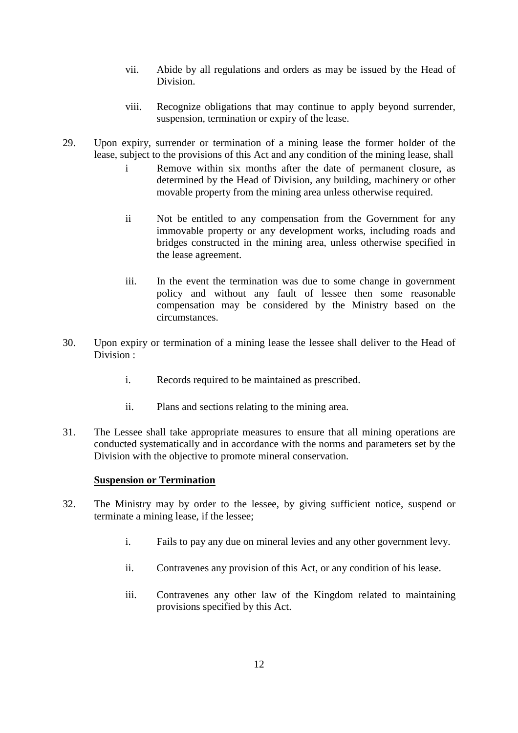vii. Abide by all regulations and orders as may be issued by the Head of Division.

viii. Recognize obligations that may continue to apply beyond surrender, suspension, termination or expiry of the lease.

29. Upon expiry, surrender or termination of a mining lease the former holder of the lease, subject to the provisions of this Act and any condition of the mining lease, shall

i Remove within six months after the date of permanent closure, as determined by the Head of Division, any building, machinery or other movable property from the mining area unless otherwise required.

ii Not be entitled to any compensation from the Government for any immovable property or any development works, including roads and bridges constructed in the mining area, unless otherwise specified in the lease agreement.

iii. In the event the termination was due to some change in government policy and without any fault of lessee then some reasonable compensation may be considered by the Ministry based on the circumstances.

30. Upon expiry or termination of a mining lease the lessee shall deliver to the Head of Division :

i. Records required to be maintained as prescribed.

ii. Plans and sections relating to the mining area.

31. The Lessee shall take appropriate measures to ensure that all mining operations are conducted systematically and in accordance with the norms and parameters set by the Division with the objective to promote mineral conservation.

**Suspension or Termination**

32. The Ministry may by order to the lessee, by giving sufficient notice, suspend or terminate a mining lease, if the lessee;

i. Fails to pay any due on mineral levies and any other government levy.

ii. Contravenes any provision of this Act, or any condition of his lease.

iii. Contravenes any other law of the Kingdom related to maintaining provisions specified by this Act.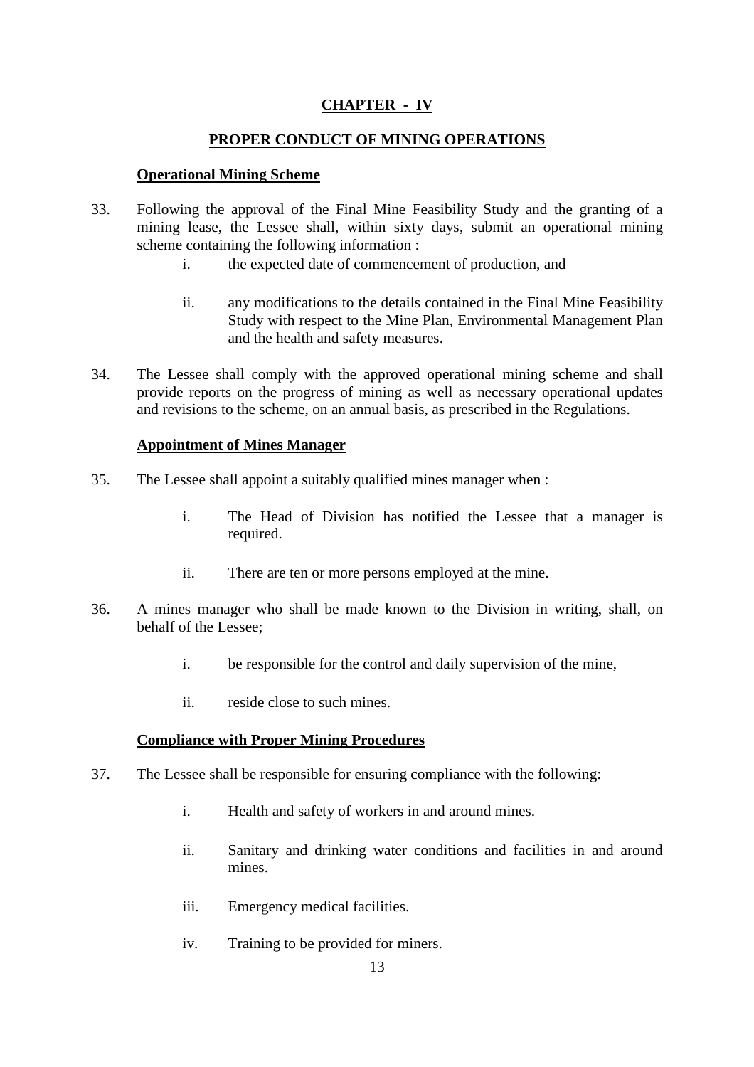## CHAPTER - IV

## PROPER CONDUCT OF MINING OPERATIONS

### Operational Mining Scheme

33. Following the approval of the Final Mine Feasibility Study and the granting of a mining lease, the Lessee shall, within sixty days, submit an operational mining scheme containing the following information :

    i. the expected date of commencement of production, and

    ii. any modifications to the details contained in the Final Mine Feasibility Study with respect to the Mine Plan, Environmental Management Plan and the health and safety measures.

34. The Lessee shall comply with the approved operational mining scheme and shall provide reports on the progress of mining as well as necessary operational updates and revisions to the scheme, on an annual basis, as prescribed in the Regulations.

### Appointment of Mines Manager

35. The Lessee shall appoint a suitably qualified mines manager when :

    i. The Head of Division has notified the Lessee that a manager is required.

    ii. There are ten or more persons employed at the mine.

36. A mines manager who shall be made known to the Division in writing, shall, on behalf of the Lessee;

    i. be responsible for the control and daily supervision of the mine,

    ii. reside close to such mines.

### Compliance with Proper Mining Procedures

37. The Lessee shall be responsible for ensuring compliance with the following:

    i. Health and safety of workers in and around mines.

    ii. Sanitary and drinking water conditions and facilities in and around mines.

    iii. Emergency medical facilities.

    iv. Training to be provided for miners.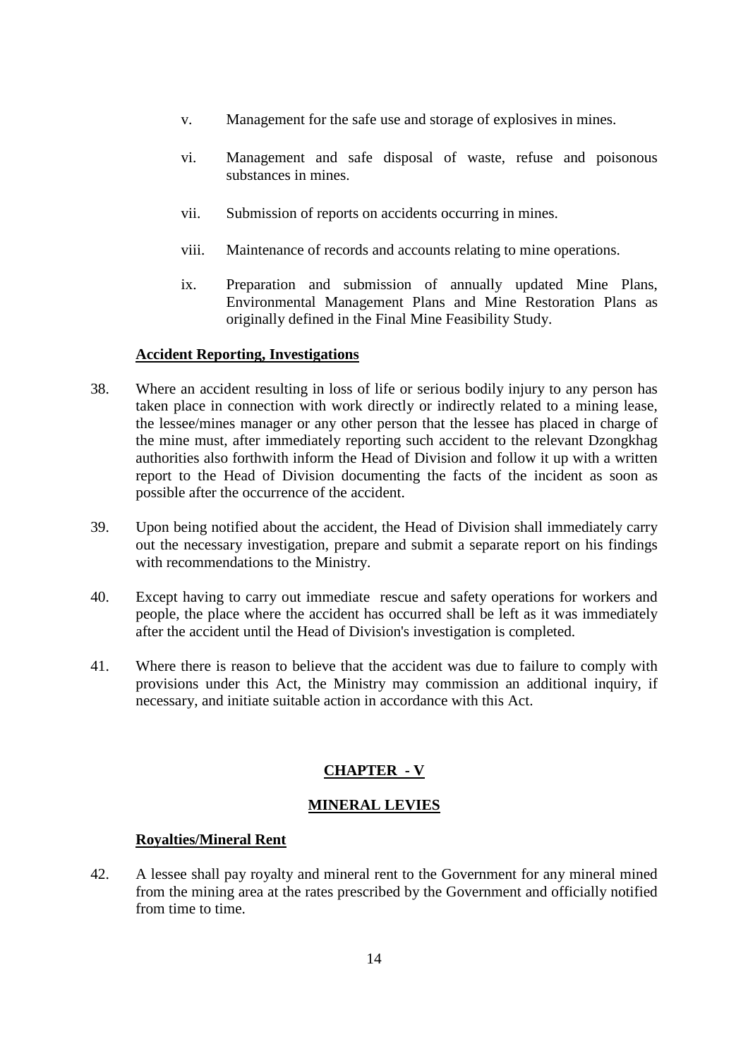v. Management for the safe use and storage of explosives in mines.

vi. Management and safe disposal of waste, refuse and poisonous substances in mines.

vii. Submission of reports on accidents occurring in mines.

viii. Maintenance of records and accounts relating to mine operations.

ix. Preparation and submission of annually updated Mine Plans, Environmental Management Plans and Mine Restoration Plans as originally defined in the Final Mine Feasibility Study.

**Accident Reporting, Investigations**

38. Where an accident resulting in loss of life or serious bodily injury to any person has taken place in connection with work directly or indirectly related to a mining lease, the lessee/mines manager or any other person that the lessee has placed in charge of the mine must, after immediately reporting such accident to the relevant Dzongkhag authorities also forthwith inform the Head of Division and follow it up with a written report to the Head of Division documenting the facts of the incident as soon as possible after the occurrence of the accident.

39. Upon being notified about the accident, the Head of Division shall immediately carry out the necessary investigation, prepare and submit a separate report on his findings with recommendations to the Ministry.

40. Except having to carry out immediate rescue and safety operations for workers and people, the place where the accident has occurred shall be left as it was immediately after the accident until the Head of Division's investigation is completed.

41. Where there is reason to believe that the accident was due to failure to comply with provisions under this Act, the Ministry may commission an additional inquiry, if necessary, and initiate suitable action in accordance with this Act.

## CHAPTER - V

## MINERAL LEVIES

**Royalties/Mineral Rent**

42. A lessee shall pay royalty and mineral rent to the Government for any mineral mined from the mining area at the rates prescribed by the Government and officially notified from time to time.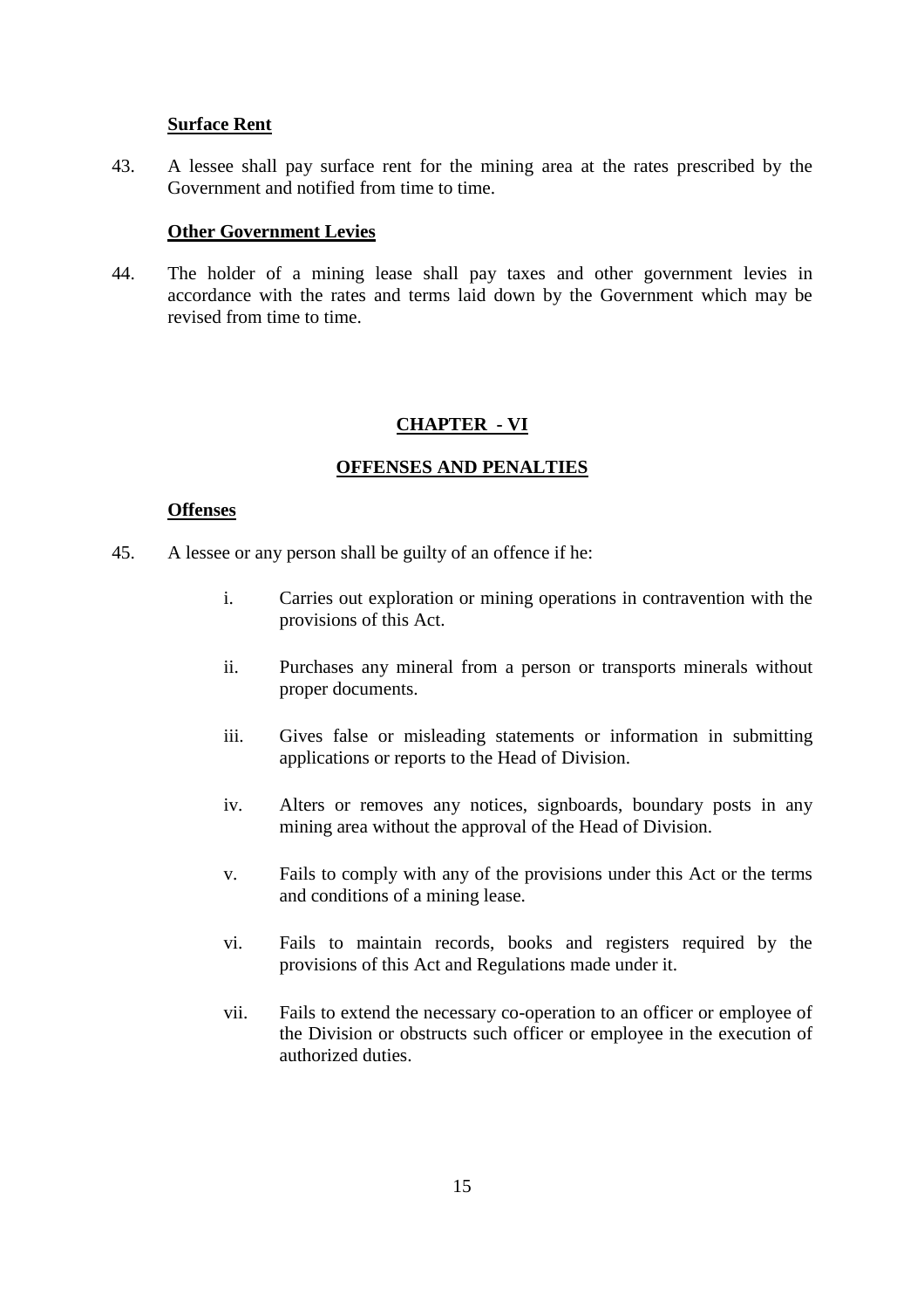**Surface Rent**

43. A lessee shall pay surface rent for the mining area at the rates prescribed by the Government and notified from time to time.

**Other Government Levies**

44. The holder of a mining lease shall pay taxes and other government levies in accordance with the rates and terms laid down by the Government which may be revised from time to time.

## CHAPTER - VI

## OFFENSES AND PENALTIES

**Offenses**

45. A lessee or any person shall be guilty of an offence if he:

   i. Carries out exploration or mining operations in contravention with the provisions of this Act.

   ii. Purchases any mineral from a person or transports minerals without proper documents.

   iii. Gives false or misleading statements or information in submitting applications or reports to the Head of Division.

   iv. Alters or removes any notices, signboards, boundary posts in any mining area without the approval of the Head of Division.

   v. Fails to comply with any of the provisions under this Act or the terms and conditions of a mining lease.

   vi. Fails to maintain records, books and registers required by the provisions of this Act and Regulations made under it.

   vii. Fails to extend the necessary co-operation to an officer or employee of the Division or obstructs such officer or employee in the execution of authorized duties.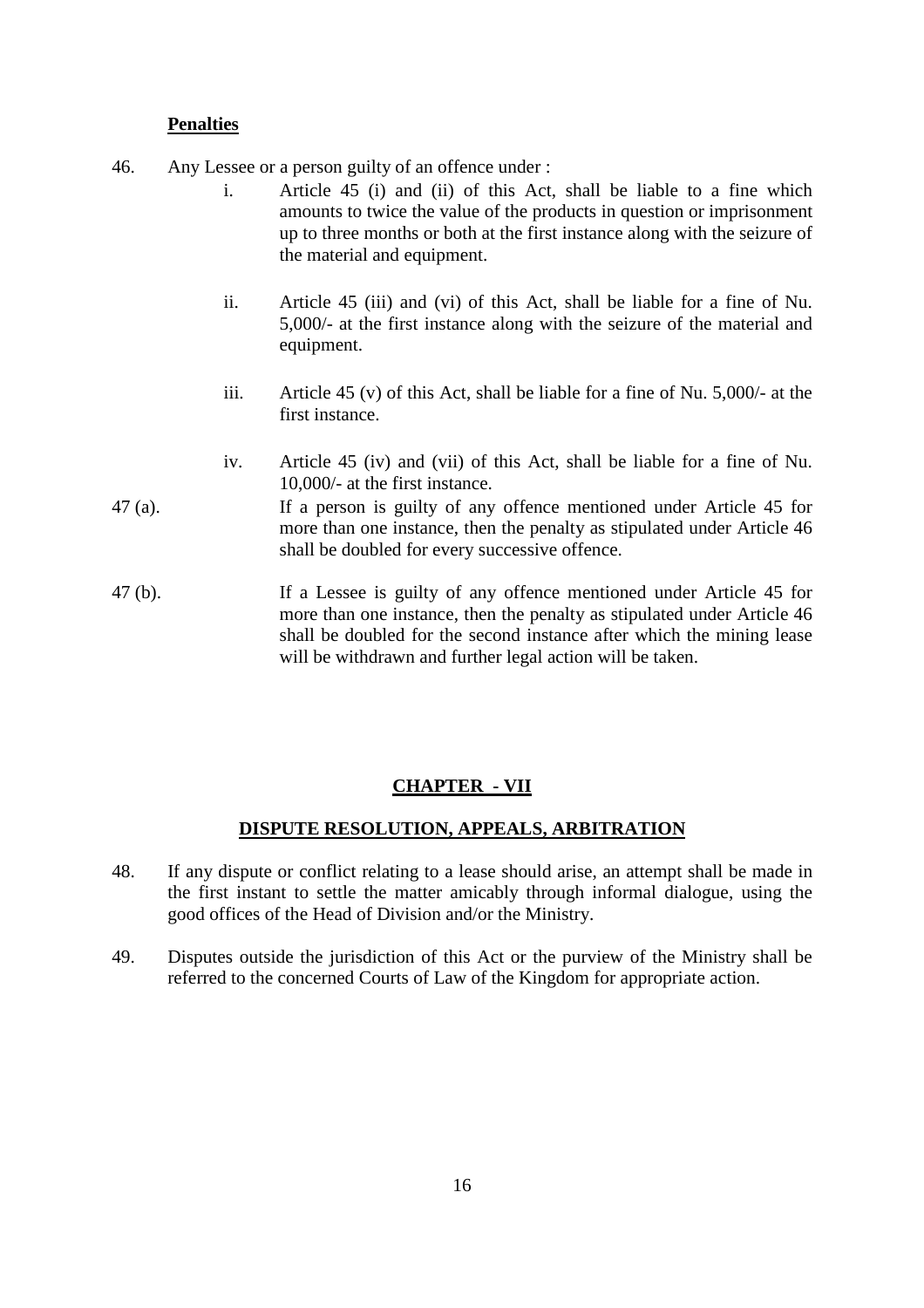**Penalties**

46. Any Lessee or a person guilty of an offence under :

    i. Article 45 (i) and (ii) of this Act, shall be liable to a fine which amounts to twice the value of the products in question or imprisonment up to three months or both at the first instance along with the seizure of the material and equipment.

    ii. Article 45 (iii) and (vi) of this Act, shall be liable for a fine of Nu. 5,000/- at the first instance along with the seizure of the material and equipment.

    iii. Article 45 (v) of this Act, shall be liable for a fine of Nu. 5,000/- at the first instance.

    iv. Article 45 (iv) and (vii) of this Act, shall be liable for a fine of Nu. 10,000/- at the first instance.

47 (a). If a person is guilty of any offence mentioned under Article 45 for more than one instance, then the penalty as stipulated under Article 46 shall be doubled for every successive offence.

47 (b). If a Lessee is guilty of any offence mentioned under Article 45 for more than one instance, then the penalty as stipulated under Article 46 shall be doubled for the second instance after which the mining lease will be withdrawn and further legal action will be taken.

## CHAPTER - VII

## DISPUTE RESOLUTION, APPEALS, ARBITRATION

48. If any dispute or conflict relating to a lease should arise, an attempt shall be made in the first instant to settle the matter amicably through informal dialogue, using the good offices of the Head of Division and/or the Ministry.

49. Disputes outside the jurisdiction of this Act or the purview of the Ministry shall be referred to the concerned Courts of Law of the Kingdom for appropriate action.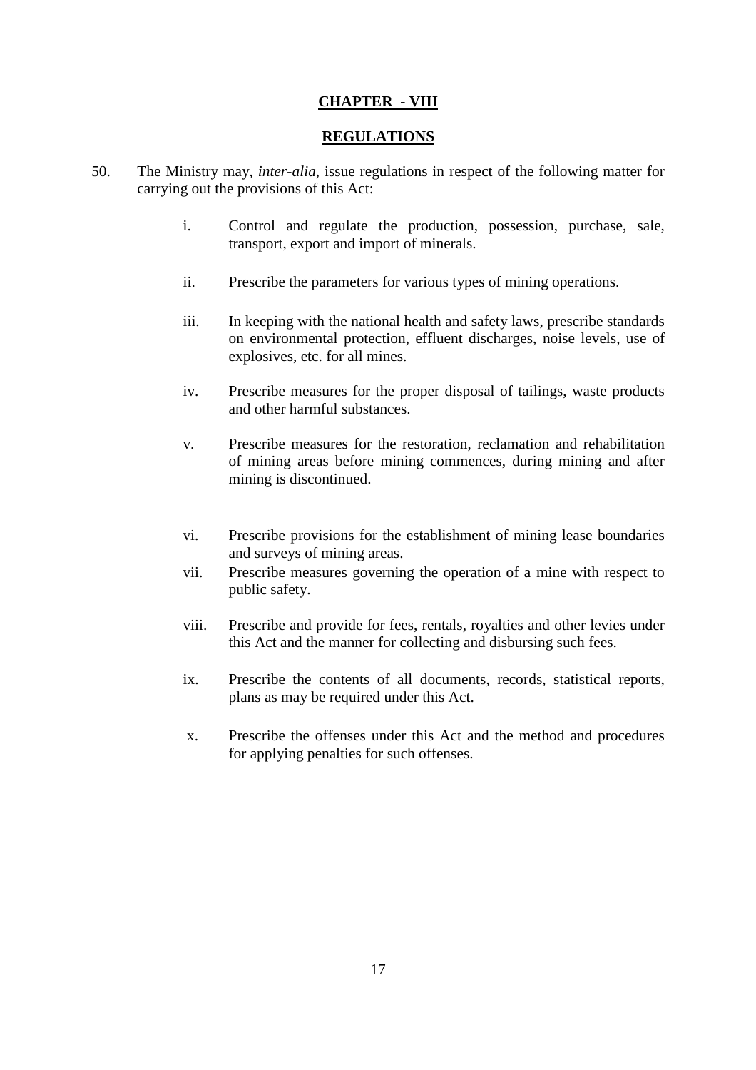## CHAPTER - VIII

## REGULATIONS

50. The Ministry may, *inter-alia*, issue regulations in respect of the following matter for carrying out the provisions of this Act:

    i. Control and regulate the production, possession, purchase, sale, transport, export and import of minerals.

    ii. Prescribe the parameters for various types of mining operations.

    iii. In keeping with the national health and safety laws, prescribe standards on environmental protection, effluent discharges, noise levels, use of explosives, etc. for all mines.

    iv. Prescribe measures for the proper disposal of tailings, waste products and other harmful substances.

    v. Prescribe measures for the restoration, reclamation and rehabilitation of mining areas before mining commences, during mining and after mining is discontinued.

    vi. Prescribe provisions for the establishment of mining lease boundaries and surveys of mining areas.

    vii. Prescribe measures governing the operation of a mine with respect to public safety.

    viii. Prescribe and provide for fees, rentals, royalties and other levies under this Act and the manner for collecting and disbursing such fees.

    ix. Prescribe the contents of all documents, records, statistical reports, plans as may be required under this Act.

    x. Prescribe the offenses under this Act and the method and procedures for applying penalties for such offenses.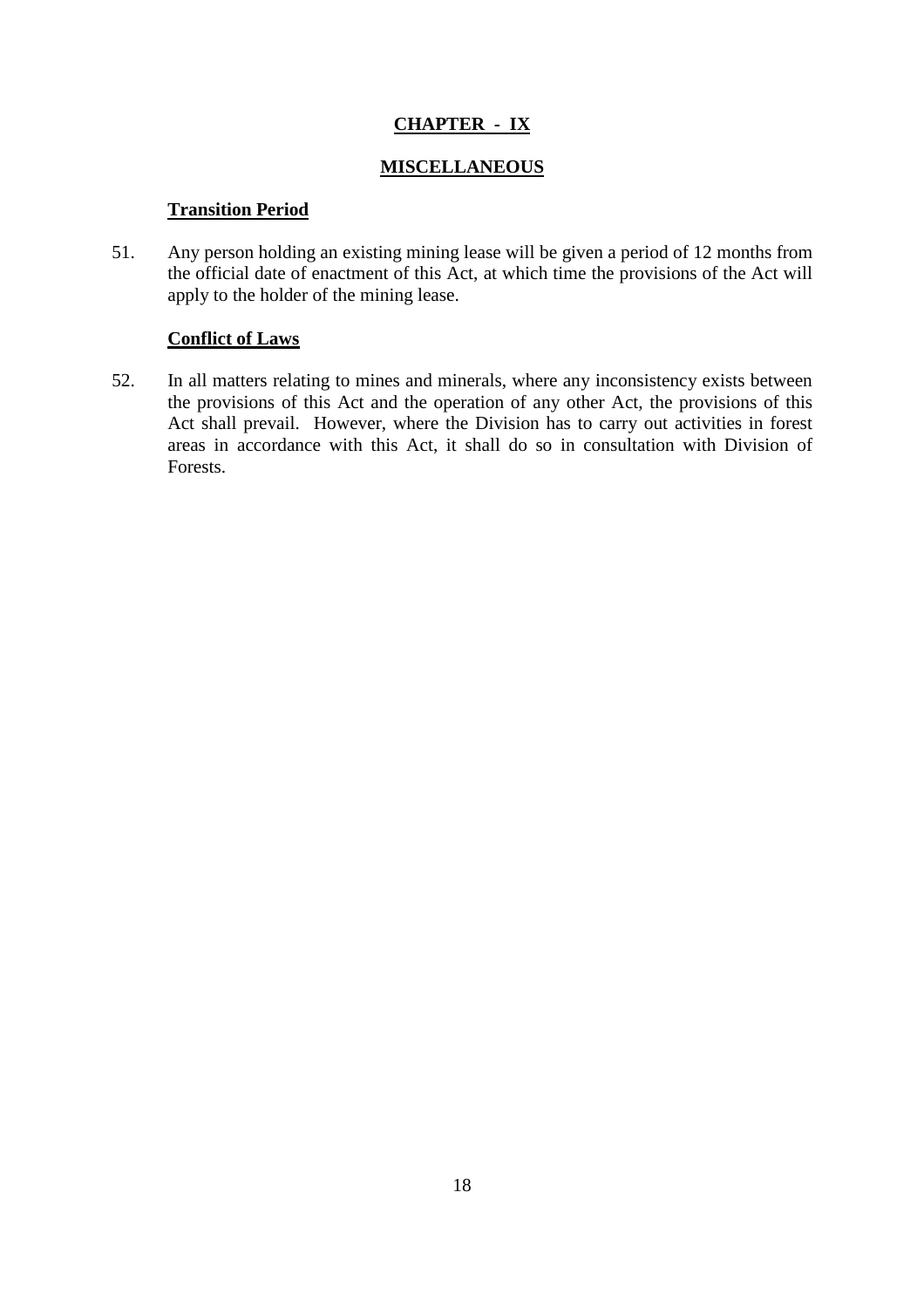## CHAPTER - IX

## MISCELLANEOUS

**Transition Period**

51. Any person holding an existing mining lease will be given a period of 12 months from the official date of enactment of this Act, at which time the provisions of the Act will apply to the holder of the mining lease.

**Conflict of Laws**

52. In all matters relating to mines and minerals, where any inconsistency exists between the provisions of this Act and the operation of any other Act, the provisions of this Act shall prevail. However, where the Division has to carry out activities in forest areas in accordance with this Act, it shall do so in consultation with Division of Forests.